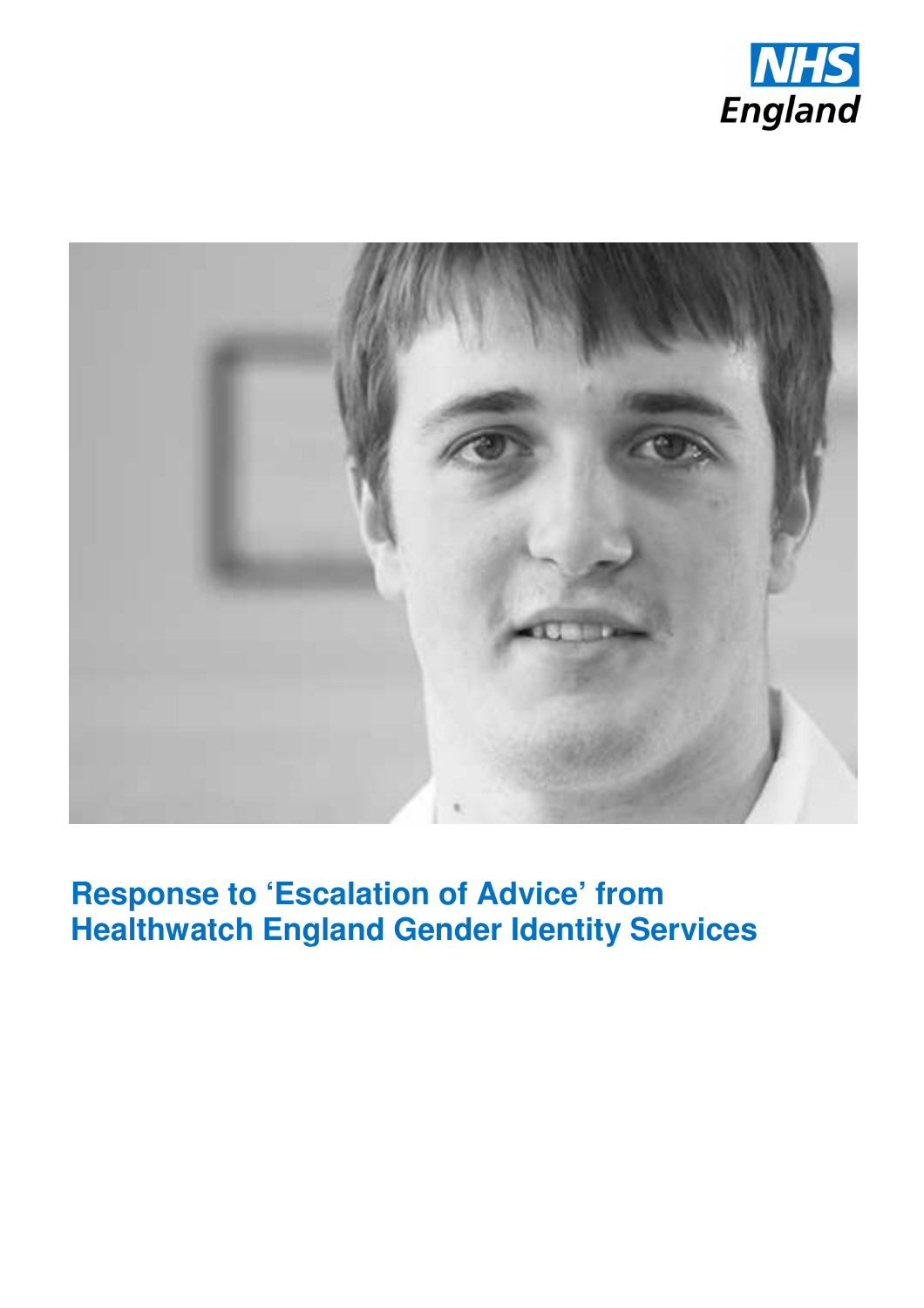NHS England

# Response to 'Escalation of Advice' from Healthwatch England Gender Identity Services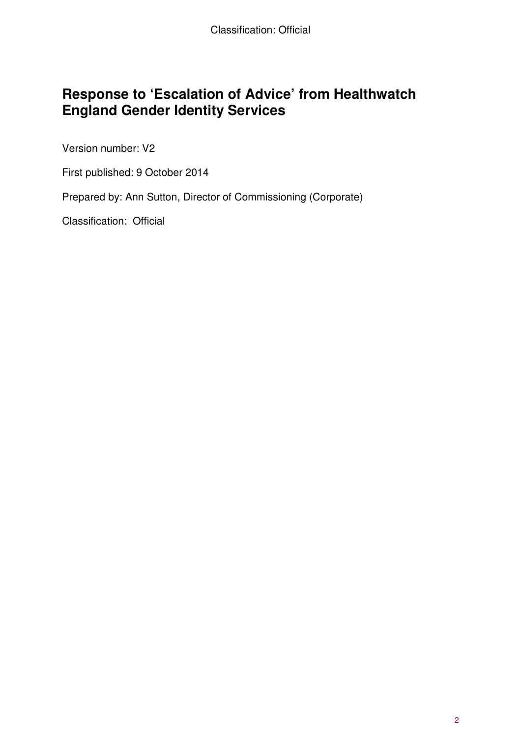# Response to 'Escalation of Advice' from Healthwatch England Gender Identity Services

Version number: V2

First published: 9 October 2014

Prepared by: Ann Sutton, Director of Commissioning (Corporate)

Classification: Official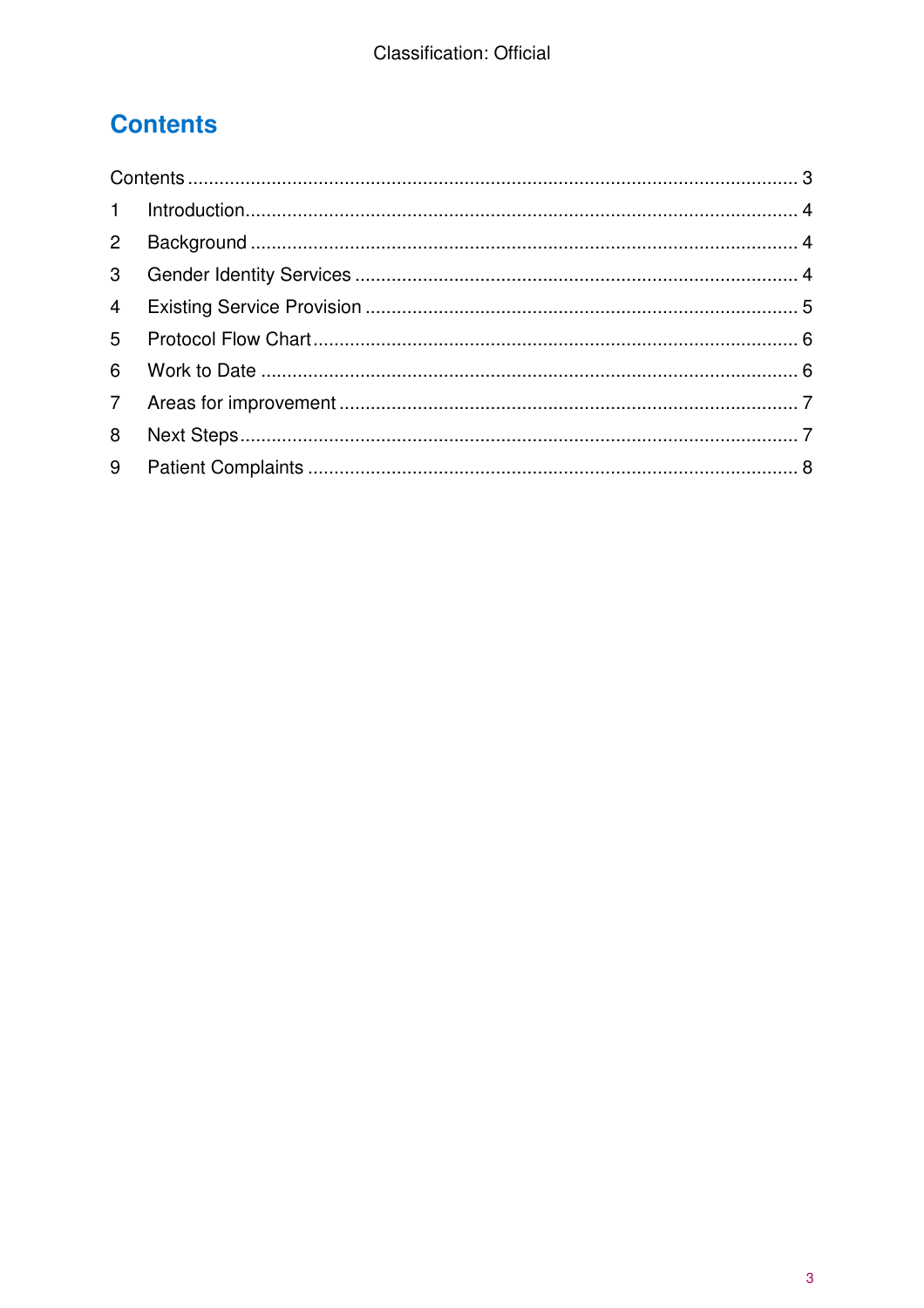# Contents

Contents ........................................................................................................... 3

1 Introduction ................................................................................................... 4

2 Background ................................................................................................... 4

3 Gender Identity Services ................................................................................ 4

4 Existing Service Provision ............................................................................. 5

5 Protocol Flow Chart ........................................................................................ 6

6 Work to Date .................................................................................................. 6

7 Areas for improvement ................................................................................... 7

8 Next Steps ...................................................................................................... 7

9 Patient Complaints ......................................................................................... 8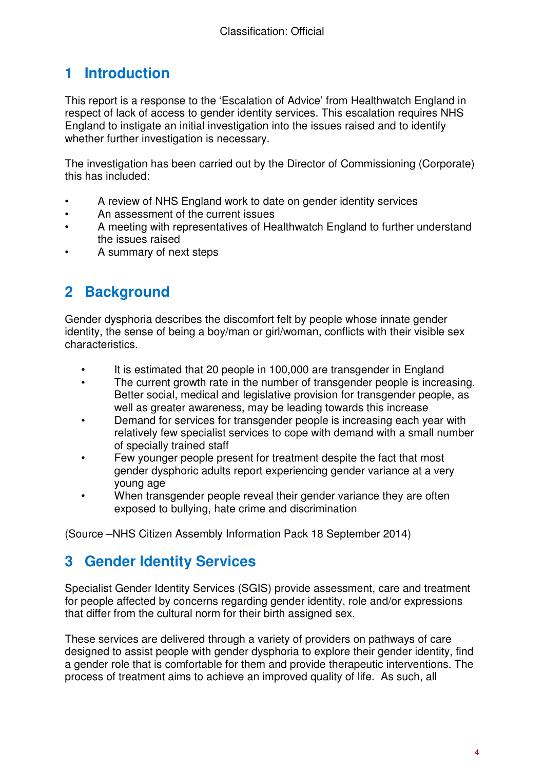# 1 Introduction

This report is a response to the 'Escalation of Advice' from Healthwatch England in respect of lack of access to gender identity services. This escalation requires NHS England to instigate an initial investigation into the issues raised and to identify whether further investigation is necessary.

The investigation has been carried out by the Director of Commissioning (Corporate) this has included:

- A review of NHS England work to date on gender identity services
- An assessment of the current issues
- A meeting with representatives of Healthwatch England to further understand the issues raised
- A summary of next steps

# 2 Background

Gender dysphoria describes the discomfort felt by people whose innate gender identity, the sense of being a boy/man or girl/woman, conflicts with their visible sex characteristics.

- It is estimated that 20 people in 100,000 are transgender in England
- The current growth rate in the number of transgender people is increasing. Better social, medical and legislative provision for transgender people, as well as greater awareness, may be leading towards this increase
- Demand for services for transgender people is increasing each year with relatively few specialist services to cope with demand with a small number of specially trained staff
- Few younger people present for treatment despite the fact that most gender dysphoric adults report experiencing gender variance at a very young age
- When transgender people reveal their gender variance they are often exposed to bullying, hate crime and discrimination

(Source –NHS Citizen Assembly Information Pack 18 September 2014)

# 3 Gender Identity Services

Specialist Gender Identity Services (SGIS) provide assessment, care and treatment for people affected by concerns regarding gender identity, role and/or expressions that differ from the cultural norm for their birth assigned sex.

These services are delivered through a variety of providers on pathways of care designed to assist people with gender dysphoria to explore their gender identity, find a gender role that is comfortable for them and provide therapeutic interventions. The process of treatment aims to achieve an improved quality of life. As such, all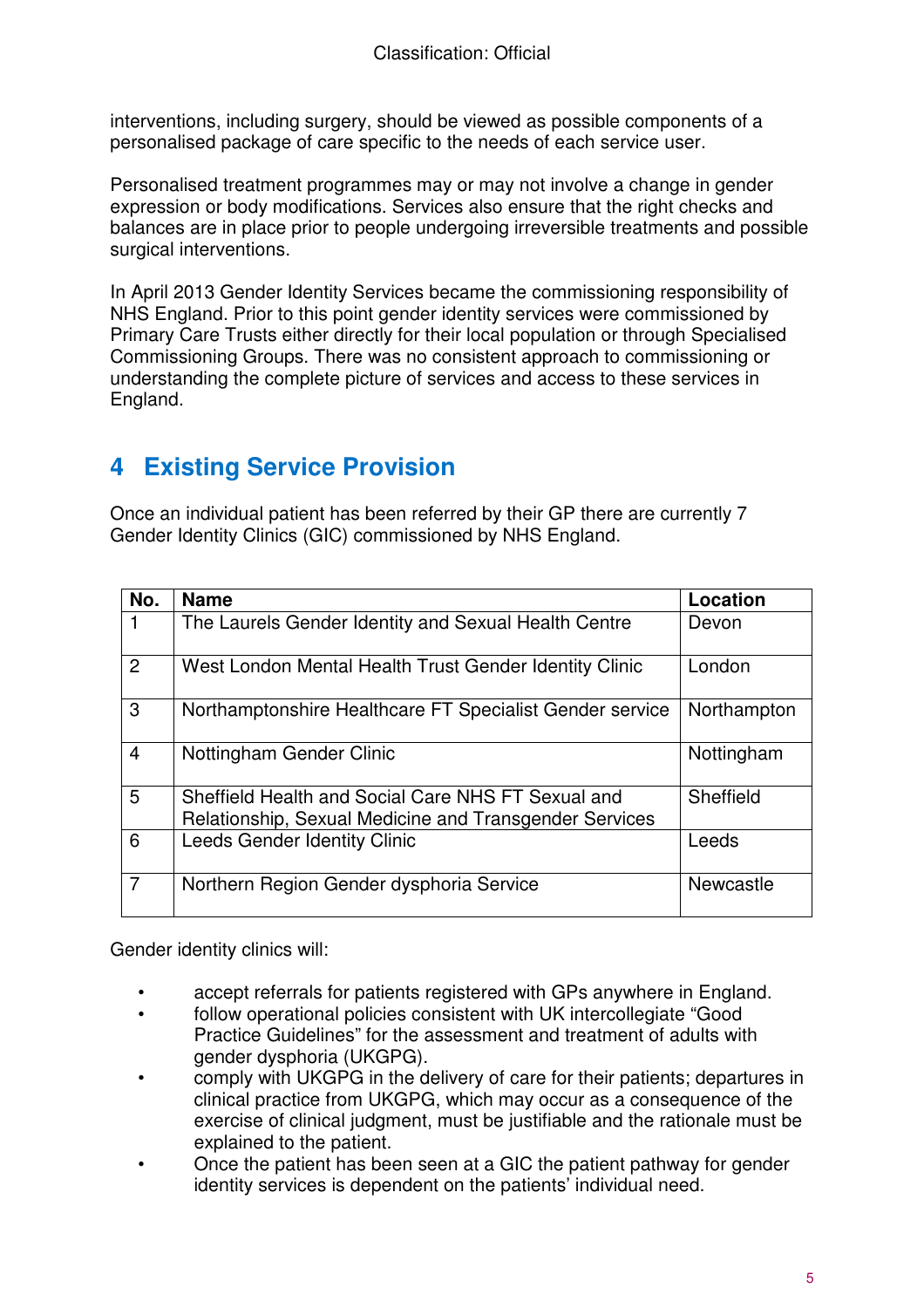interventions, including surgery, should be viewed as possible components of a personalised package of care specific to the needs of each service user.

Personalised treatment programmes may or may not involve a change in gender expression or body modifications. Services also ensure that the right checks and balances are in place prior to people undergoing irreversible treatments and possible surgical interventions.

In April 2013 Gender Identity Services became the commissioning responsibility of NHS England. Prior to this point gender identity services were commissioned by Primary Care Trusts either directly for their local population or through Specialised Commissioning Groups. There was no consistent approach to commissioning or understanding the complete picture of services and access to these services in England.

## 4 Existing Service Provision

Once an individual patient has been referred by their GP there are currently 7 Gender Identity Clinics (GIC) commissioned by NHS England.

| No. | Name | Location |
|---|---|---|
| 1 | The Laurels Gender Identity and Sexual Health Centre | Devon |
| 2 | West London Mental Health Trust Gender Identity Clinic | London |
| 3 | Northamptonshire Healthcare FT Specialist Gender service | Northampton |
| 4 | Nottingham Gender Clinic | Nottingham |
| 5 | Sheffield Health and Social Care NHS FT Sexual and Relationship, Sexual Medicine and Transgender Services | Sheffield |
| 6 | Leeds Gender Identity Clinic | Leeds |
| 7 | Northern Region Gender dysphoria Service | Newcastle |

Gender identity clinics will:

- accept referrals for patients registered with GPs anywhere in England.
- follow operational policies consistent with UK intercollegiate "Good Practice Guidelines" for the assessment and treatment of adults with gender dysphoria (UKGPG).
- comply with UKGPG in the delivery of care for their patients; departures in clinical practice from UKGPG, which may occur as a consequence of the exercise of clinical judgment, must be justifiable and the rationale must be explained to the patient.
- Once the patient has been seen at a GIC the patient pathway for gender identity services is dependent on the patients' individual need.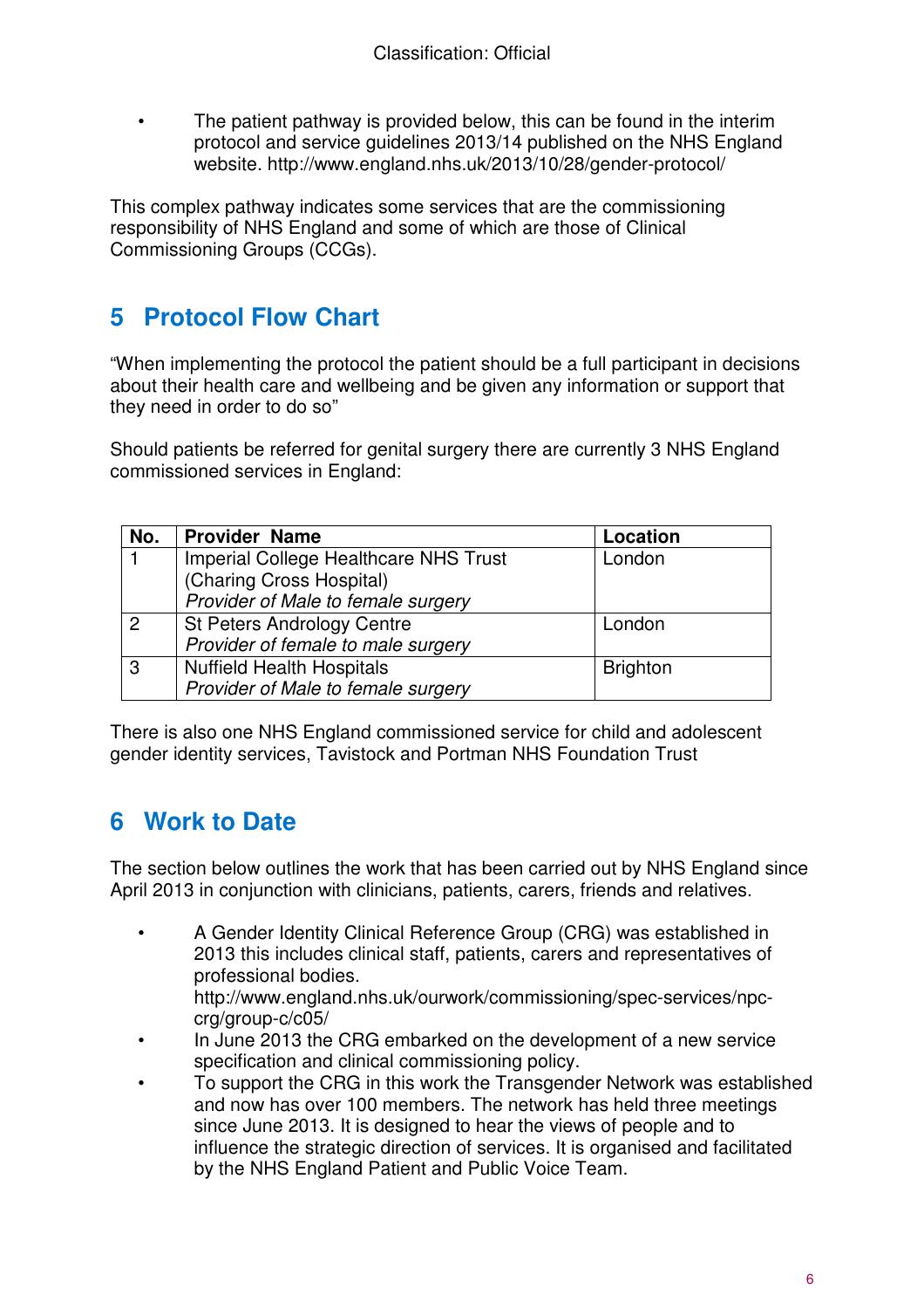- The patient pathway is provided below, this can be found in the interim protocol and service guidelines 2013/14 published on the NHS England website. http://www.england.nhs.uk/2013/10/28/gender-protocol/

This complex pathway indicates some services that are the commissioning responsibility of NHS England and some of which are those of Clinical Commissioning Groups (CCGs).

## 5 Protocol Flow Chart

"When implementing the protocol the patient should be a full participant in decisions about their health care and wellbeing and be given any information or support that they need in order to do so"

Should patients be referred for genital surgery there are currently 3 NHS England commissioned services in England:

| No. | Provider Name | Location |
|---|---|---|
| 1 | Imperial College Healthcare NHS Trust (Charing Cross Hospital) *Provider of Male to female surgery* | London |
| 2 | St Peters Andrology Centre *Provider of female to male surgery* | London |
| 3 | Nuffield Health Hospitals *Provider of Male to female surgery* | Brighton |

There is also one NHS England commissioned service for child and adolescent gender identity services, Tavistock and Portman NHS Foundation Trust

## 6 Work to Date

The section below outlines the work that has been carried out by NHS England since April 2013 in conjunction with clinicians, patients, carers, friends and relatives.

- A Gender Identity Clinical Reference Group (CRG) was established in 2013 this includes clinical staff, patients, carers and representatives of professional bodies. http://www.england.nhs.uk/ourwork/commissioning/spec-services/npc-crg/group-c/c05/
- In June 2013 the CRG embarked on the development of a new service specification and clinical commissioning policy.
- To support the CRG in this work the Transgender Network was established and now has over 100 members. The network has held three meetings since June 2013. It is designed to hear the views of people and to influence the strategic direction of services. It is organised and facilitated by the NHS England Patient and Public Voice Team.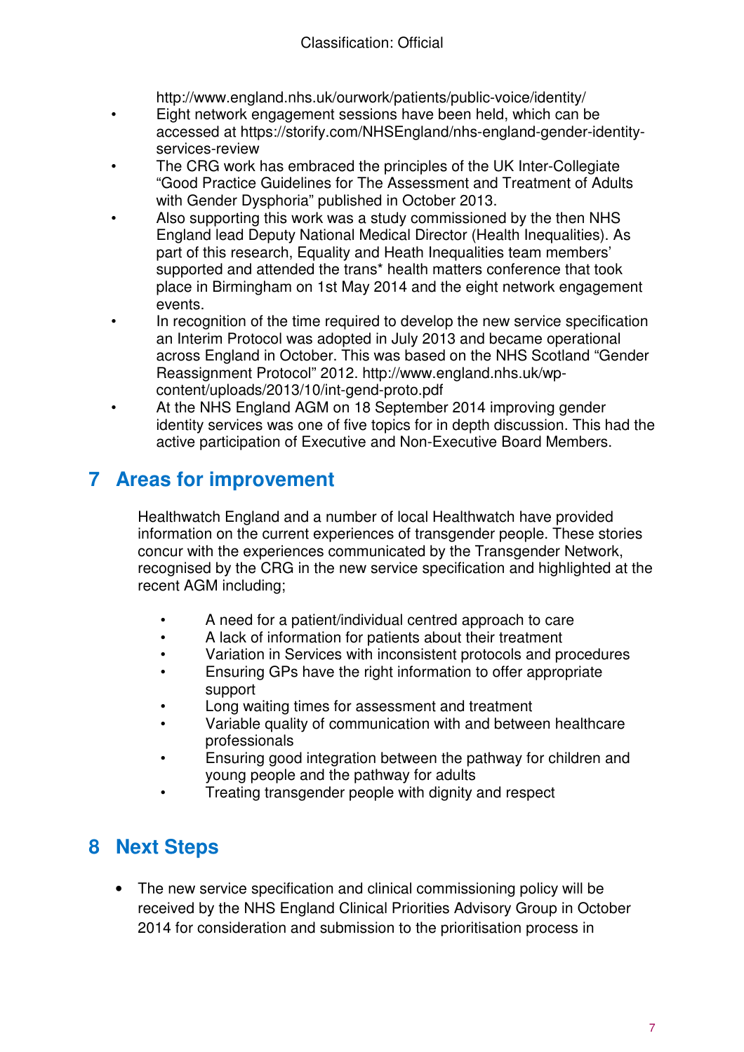http://www.england.nhs.uk/ourwork/patients/public-voice/identity/

- Eight network engagement sessions have been held, which can be accessed at https://storify.com/NHSEngland/nhs-england-gender-identity-services-review
- The CRG work has embraced the principles of the UK Inter-Collegiate "Good Practice Guidelines for The Assessment and Treatment of Adults with Gender Dysphoria" published in October 2013.
- Also supporting this work was a study commissioned by the then NHS England lead Deputy National Medical Director (Health Inequalities). As part of this research, Equality and Heath Inequalities team members' supported and attended the trans* health matters conference that took place in Birmingham on 1st May 2014 and the eight network engagement events.
- In recognition of the time required to develop the new service specification an Interim Protocol was adopted in July 2013 and became operational across England in October. This was based on the NHS Scotland "Gender Reassignment Protocol" 2012. http://www.england.nhs.uk/wp-content/uploads/2013/10/int-gend-proto.pdf
- At the NHS England AGM on 18 September 2014 improving gender identity services was one of five topics for in depth discussion. This had the active participation of Executive and Non-Executive Board Members.

# 7 Areas for improvement

Healthwatch England and a number of local Healthwatch have provided information on the current experiences of transgender people. These stories concur with the experiences communicated by the Transgender Network, recognised by the CRG in the new service specification and highlighted at the recent AGM including;

- A need for a patient/individual centred approach to care
- A lack of information for patients about their treatment
- Variation in Services with inconsistent protocols and procedures
- Ensuring GPs have the right information to offer appropriate support
- Long waiting times for assessment and treatment
- Variable quality of communication with and between healthcare professionals
- Ensuring good integration between the pathway for children and young people and the pathway for adults
- Treating transgender people with dignity and respect

# 8 Next Steps

- The new service specification and clinical commissioning policy will be received by the NHS England Clinical Priorities Advisory Group in October 2014 for consideration and submission to the prioritisation process in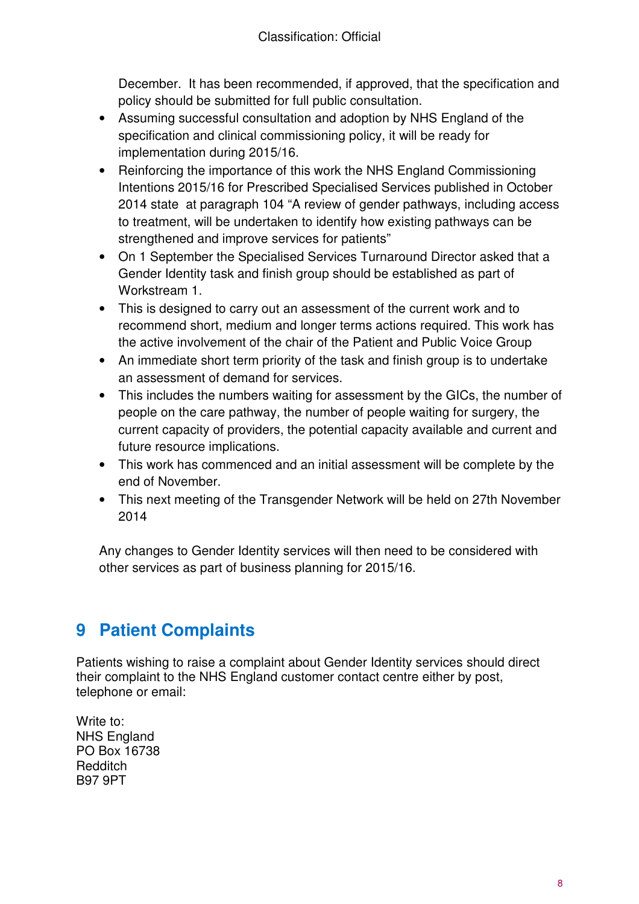December. It has been recommended, if approved, that the specification and policy should be submitted for full public consultation.

- Assuming successful consultation and adoption by NHS England of the specification and clinical commissioning policy, it will be ready for implementation during 2015/16.
- Reinforcing the importance of this work the NHS England Commissioning Intentions 2015/16 for Prescribed Specialised Services published in October 2014 state at paragraph 104 "A review of gender pathways, including access to treatment, will be undertaken to identify how existing pathways can be strengthened and improve services for patients"
- On 1 September the Specialised Services Turnaround Director asked that a Gender Identity task and finish group should be established as part of Workstream 1.
- This is designed to carry out an assessment of the current work and to recommend short, medium and longer terms actions required. This work has the active involvement of the chair of the Patient and Public Voice Group
- An immediate short term priority of the task and finish group is to undertake an assessment of demand for services.
- This includes the numbers waiting for assessment by the GICs, the number of people on the care pathway, the number of people waiting for surgery, the current capacity of providers, the potential capacity available and current and future resource implications.
- This work has commenced and an initial assessment will be complete by the end of November.
- This next meeting of the Transgender Network will be held on 27th November 2014

Any changes to Gender Identity services will then need to be considered with other services as part of business planning for 2015/16.

# 9 Patient Complaints

Patients wishing to raise a complaint about Gender Identity services should direct their complaint to the NHS England customer contact centre either by post, telephone or email:

Write to:
NHS England
PO Box 16738
Redditch
B97 9PT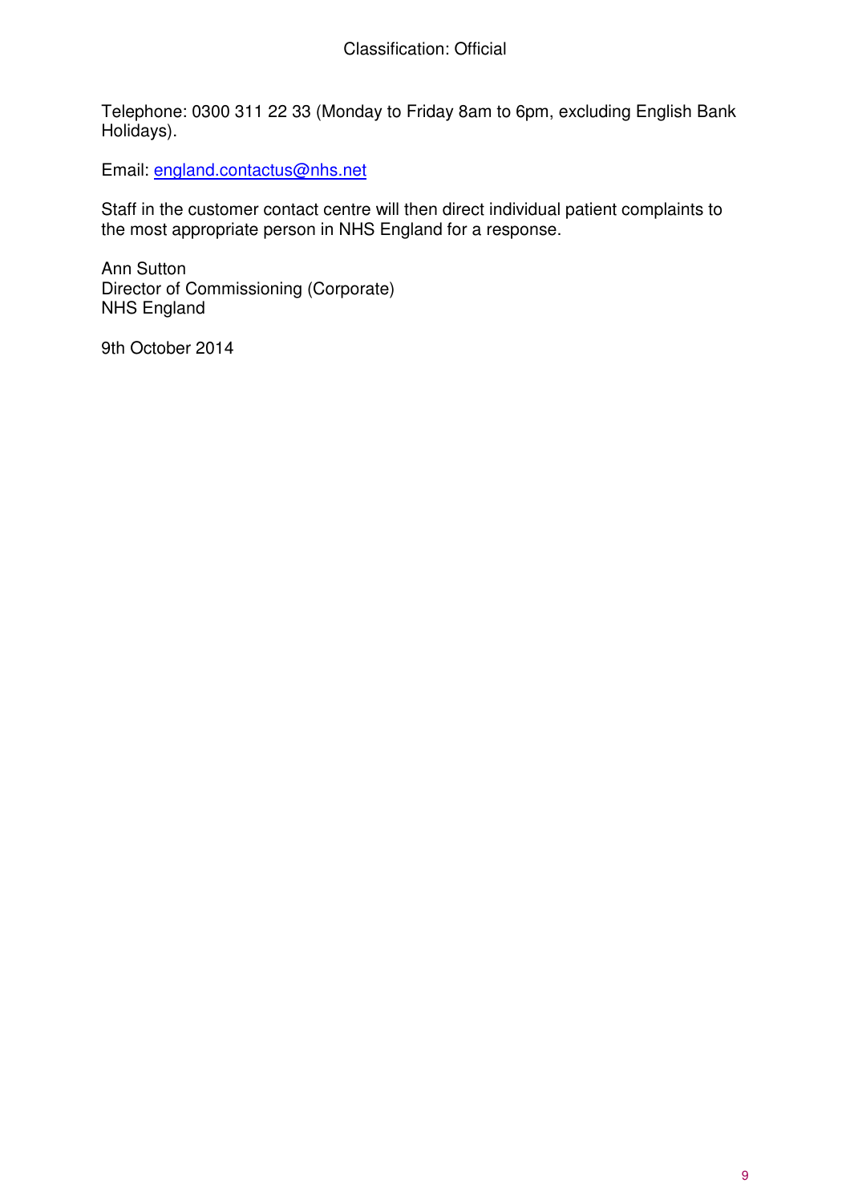Telephone: 0300 311 22 33 (Monday to Friday 8am to 6pm, excluding English Bank Holidays).

Email: [england.contactus@nhs.net](mailto:england.contactus@nhs.net)

Staff in the customer contact centre will then direct individual patient complaints to the most appropriate person in NHS England for a response.

Ann Sutton
Director of Commissioning (Corporate)
NHS England

9th October 2014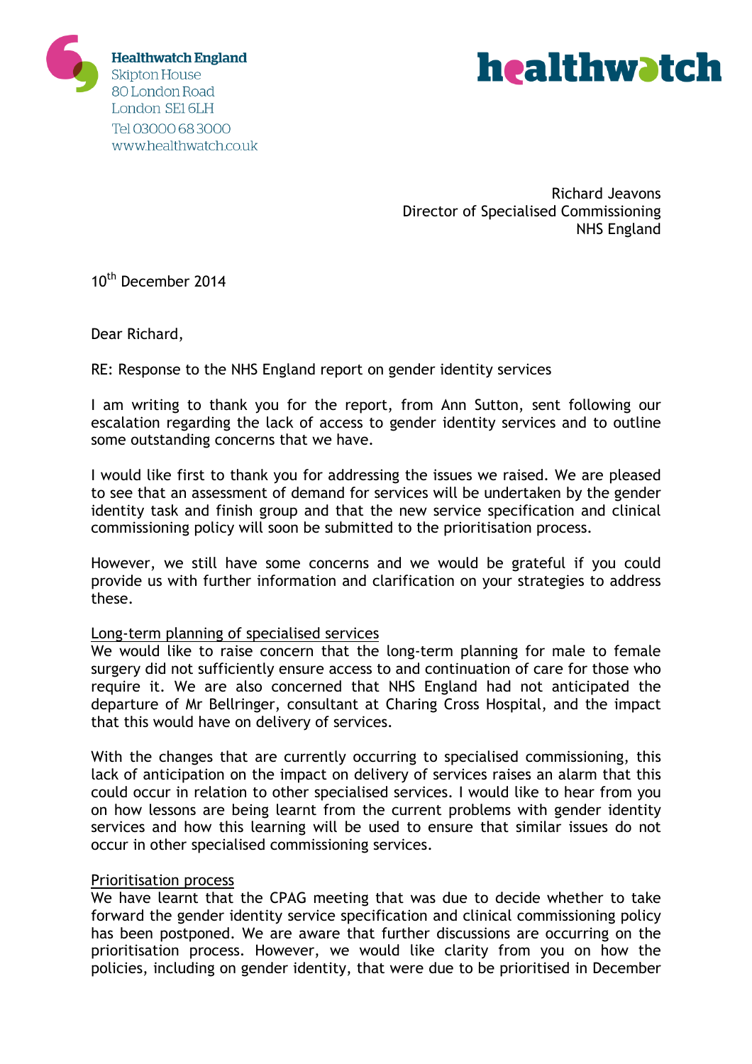Healthwatch England
Skipton House
80 London Road
London SE1 6LH
Tel 03000 68 3000
www.healthwatch.co.uk

healthwatch

Richard Jeavons
Director of Specialised Commissioning
NHS England

10th December 2014

Dear Richard,

RE: Response to the NHS England report on gender identity services

I am writing to thank you for the report, from Ann Sutton, sent following our escalation regarding the lack of access to gender identity services and to outline some outstanding concerns that we have.

I would like first to thank you for addressing the issues we raised. We are pleased to see that an assessment of demand for services will be undertaken by the gender identity task and finish group and that the new service specification and clinical commissioning policy will soon be submitted to the prioritisation process.

However, we still have some concerns and we would be grateful if you could provide us with further information and clarification on your strategies to address these.

<u>Long-term planning of specialised services</u>

We would like to raise concern that the long-term planning for male to female surgery did not sufficiently ensure access to and continuation of care for those who require it. We are also concerned that NHS England had not anticipated the departure of Mr Bellringer, consultant at Charing Cross Hospital, and the impact that this would have on delivery of services.

With the changes that are currently occurring to specialised commissioning, this lack of anticipation on the impact on delivery of services raises an alarm that this could occur in relation to other specialised services. I would like to hear from you on how lessons are being learnt from the current problems with gender identity services and how this learning will be used to ensure that similar issues do not occur in other specialised commissioning services.

<u>Prioritisation process</u>

We have learnt that the CPAG meeting that was due to decide whether to take forward the gender identity service specification and clinical commissioning policy has been postponed. We are aware that further discussions are occurring on the prioritisation process. However, we would like clarity from you on how the policies, including on gender identity, that were due to be prioritised in December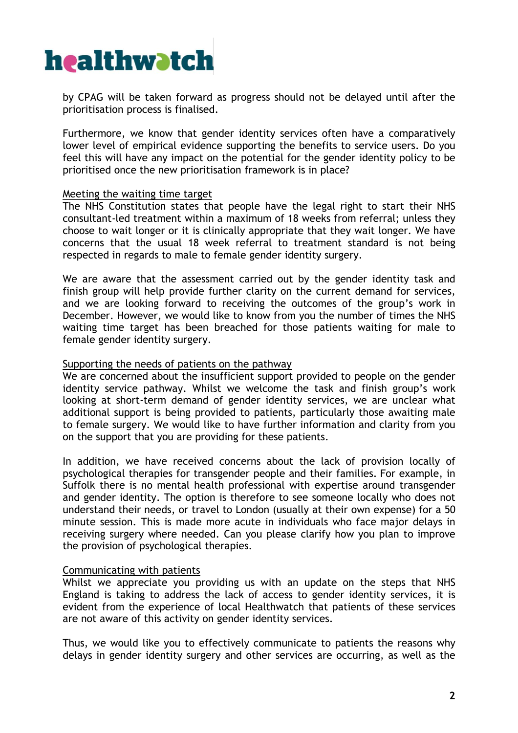by CPAG will be taken forward as progress should not be delayed until after the prioritisation process is finalised.

Furthermore, we know that gender identity services often have a comparatively lower level of empirical evidence supporting the benefits to service users. Do you feel this will have any impact on the potential for the gender identity policy to be prioritised once the new prioritisation framework is in place?

<u>Meeting the waiting time target</u>

The NHS Constitution states that people have the legal right to start their NHS consultant-led treatment within a maximum of 18 weeks from referral; unless they choose to wait longer or it is clinically appropriate that they wait longer. We have concerns that the usual 18 week referral to treatment standard is not being respected in regards to male to female gender identity surgery.

We are aware that the assessment carried out by the gender identity task and finish group will help provide further clarity on the current demand for services, and we are looking forward to receiving the outcomes of the group's work in December. However, we would like to know from you the number of times the NHS waiting time target has been breached for those patients waiting for male to female gender identity surgery.

<u>Supporting the needs of patients on the pathway</u>

We are concerned about the insufficient support provided to people on the gender identity service pathway. Whilst we welcome the task and finish group's work looking at short-term demand of gender identity services, we are unclear what additional support is being provided to patients, particularly those awaiting male to female surgery. We would like to have further information and clarity from you on the support that you are providing for these patients.

In addition, we have received concerns about the lack of provision locally of psychological therapies for transgender people and their families. For example, in Suffolk there is no mental health professional with expertise around transgender and gender identity. The option is therefore to see someone locally who does not understand their needs, or travel to London (usually at their own expense) for a 50 minute session. This is made more acute in individuals who face major delays in receiving surgery where needed. Can you please clarify how you plan to improve the provision of psychological therapies.

<u>Communicating with patients</u>

Whilst we appreciate you providing us with an update on the steps that NHS England is taking to address the lack of access to gender identity services, it is evident from the experience of local Healthwatch that patients of these services are not aware of this activity on gender identity services.

Thus, we would like you to effectively communicate to patients the reasons why delays in gender identity surgery and other services are occurring, as well as the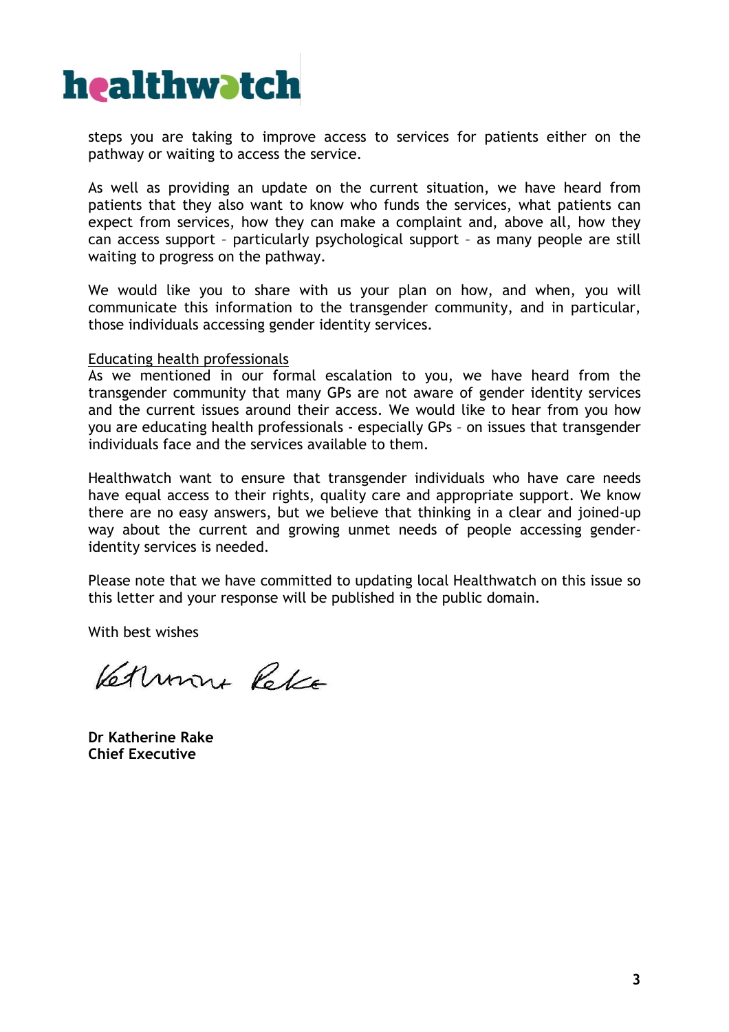steps you are taking to improve access to services for patients either on the pathway or waiting to access the service.

As well as providing an update on the current situation, we have heard from patients that they also want to know who funds the services, what patients can expect from services, how they can make a complaint and, above all, how they can access support – particularly psychological support – as many people are still waiting to progress on the pathway.

We would like you to share with us your plan on how, and when, you will communicate this information to the transgender community, and in particular, those individuals accessing gender identity services.

Educating health professionals

As we mentioned in our formal escalation to you, we have heard from the transgender community that many GPs are not aware of gender identity services and the current issues around their access. We would like to hear from you how you are educating health professionals - especially GPs – on issues that transgender individuals face and the services available to them.

Healthwatch want to ensure that transgender individuals who have care needs have equal access to their rights, quality care and appropriate support. We know there are no easy answers, but we believe that thinking in a clear and joined-up way about the current and growing unmet needs of people accessing gender-identity services is needed.

Please note that we have committed to updating local Healthwatch on this issue so this letter and your response will be published in the public domain.

With best wishes

**Dr Katherine Rake**
**Chief Executive**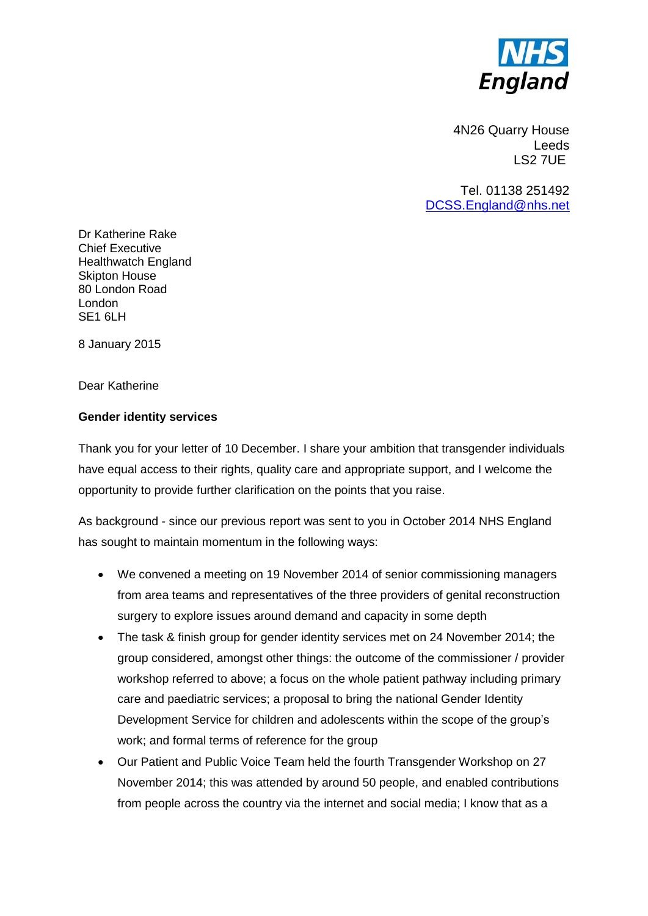**NHS England**

4N26 Quarry House
Leeds
LS2 7UE

Tel. 01138 251492
DCSS.England@nhs.net

Dr Katherine Rake
Chief Executive
Healthwatch England
Skipton House
80 London Road
London
SE1 6LH

8 January 2015

Dear Katherine

**Gender identity services**

Thank you for your letter of 10 December. I share your ambition that transgender individuals have equal access to their rights, quality care and appropriate support, and I welcome the opportunity to provide further clarification on the points that you raise.

As background - since our previous report was sent to you in October 2014 NHS England has sought to maintain momentum in the following ways:

- We convened a meeting on 19 November 2014 of senior commissioning managers from area teams and representatives of the three providers of genital reconstruction surgery to explore issues around demand and capacity in some depth
- The task & finish group for gender identity services met on 24 November 2014; the group considered, amongst other things: the outcome of the commissioner / provider workshop referred to above; a focus on the whole patient pathway including primary care and paediatric services; a proposal to bring the national Gender Identity Development Service for children and adolescents within the scope of the group's work; and formal terms of reference for the group
- Our Patient and Public Voice Team held the fourth Transgender Workshop on 27 November 2014; this was attended by around 50 people, and enabled contributions from people across the country via the internet and social media; I know that as a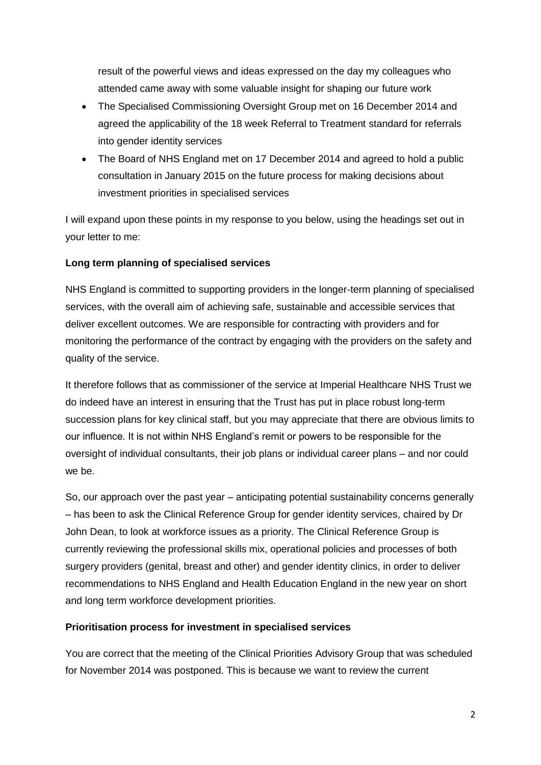result of the powerful views and ideas expressed on the day my colleagues who attended came away with some valuable insight for shaping our future work

- The Specialised Commissioning Oversight Group met on 16 December 2014 and agreed the applicability of the 18 week Referral to Treatment standard for referrals into gender identity services
- The Board of NHS England met on 17 December 2014 and agreed to hold a public consultation in January 2015 on the future process for making decisions about investment priorities in specialised services

I will expand upon these points in my response to you below, using the headings set out in your letter to me:

**Long term planning of specialised services**

NHS England is committed to supporting providers in the longer-term planning of specialised services, with the overall aim of achieving safe, sustainable and accessible services that deliver excellent outcomes. We are responsible for contracting with providers and for monitoring the performance of the contract by engaging with the providers on the safety and quality of the service.

It therefore follows that as commissioner of the service at Imperial Healthcare NHS Trust we do indeed have an interest in ensuring that the Trust has put in place robust long-term succession plans for key clinical staff, but you may appreciate that there are obvious limits to our influence. It is not within NHS England's remit or powers to be responsible for the oversight of individual consultants, their job plans or individual career plans – and nor could we be.

So, our approach over the past year – anticipating potential sustainability concerns generally – has been to ask the Clinical Reference Group for gender identity services, chaired by Dr John Dean, to look at workforce issues as a priority. The Clinical Reference Group is currently reviewing the professional skills mix, operational policies and processes of both surgery providers (genital, breast and other) and gender identity clinics, in order to deliver recommendations to NHS England and Health Education England in the new year on short and long term workforce development priorities.

**Prioritisation process for investment in specialised services**

You are correct that the meeting of the Clinical Priorities Advisory Group that was scheduled for November 2014 was postponed. This is because we want to review the current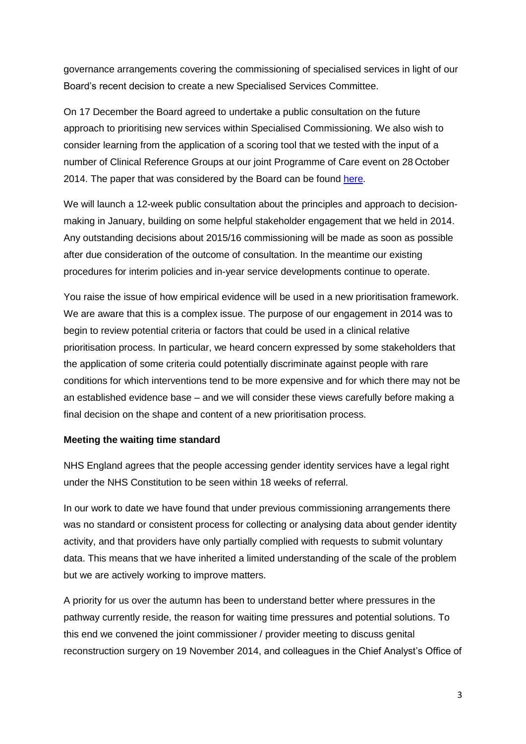governance arrangements covering the commissioning of specialised services in light of our Board's recent decision to create a new Specialised Services Committee.

On 17 December the Board agreed to undertake a public consultation on the future approach to prioritising new services within Specialised Commissioning. We also wish to consider learning from the application of a scoring tool that we tested with the input of a number of Clinical Reference Groups at our joint Programme of Care event on 28 October 2014. The paper that was considered by the Board can be found here.

We will launch a 12-week public consultation about the principles and approach to decision-making in January, building on some helpful stakeholder engagement that we held in 2014. Any outstanding decisions about 2015/16 commissioning will be made as soon as possible after due consideration of the outcome of consultation. In the meantime our existing procedures for interim policies and in-year service developments continue to operate.

You raise the issue of how empirical evidence will be used in a new prioritisation framework. We are aware that this is a complex issue. The purpose of our engagement in 2014 was to begin to review potential criteria or factors that could be used in a clinical relative prioritisation process. In particular, we heard concern expressed by some stakeholders that the application of some criteria could potentially discriminate against people with rare conditions for which interventions tend to be more expensive and for which there may not be an established evidence base – and we will consider these views carefully before making a final decision on the shape and content of a new prioritisation process.

**Meeting the waiting time standard**

NHS England agrees that the people accessing gender identity services have a legal right under the NHS Constitution to be seen within 18 weeks of referral.

In our work to date we have found that under previous commissioning arrangements there was no standard or consistent process for collecting or analysing data about gender identity activity, and that providers have only partially complied with requests to submit voluntary data. This means that we have inherited a limited understanding of the scale of the problem but we are actively working to improve matters.

A priority for us over the autumn has been to understand better where pressures in the pathway currently reside, the reason for waiting time pressures and potential solutions. To this end we convened the joint commissioner / provider meeting to discuss genital reconstruction surgery on 19 November 2014, and colleagues in the Chief Analyst's Office of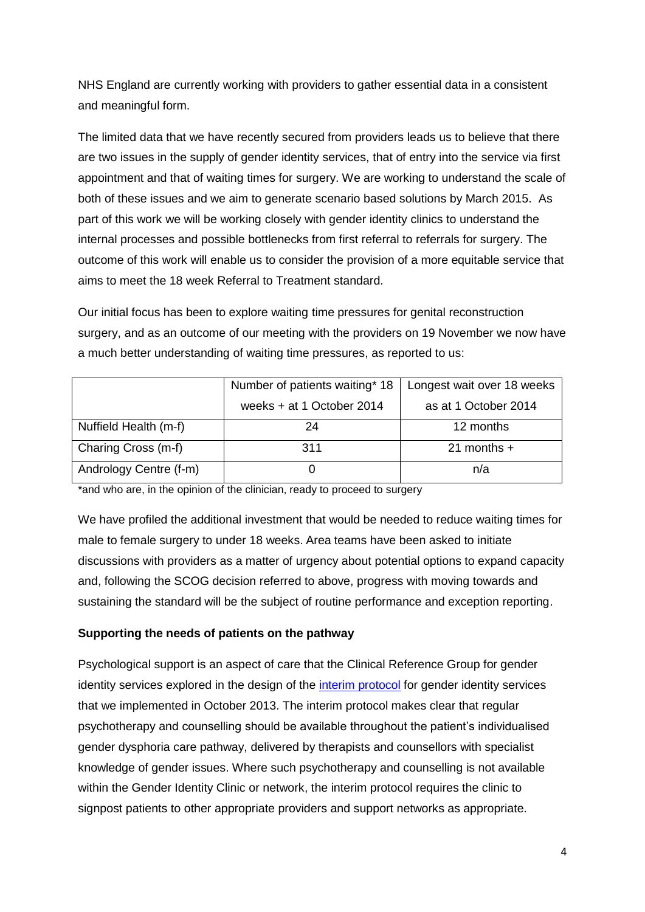NHS England are currently working with providers to gather essential data in a consistent and meaningful form.

The limited data that we have recently secured from providers leads us to believe that there are two issues in the supply of gender identity services, that of entry into the service via first appointment and that of waiting times for surgery. We are working to understand the scale of both of these issues and we aim to generate scenario based solutions by March 2015. As part of this work we will be working closely with gender identity clinics to understand the internal processes and possible bottlenecks from first referral to referrals for surgery. The outcome of this work will enable us to consider the provision of a more equitable service that aims to meet the 18 week Referral to Treatment standard.

Our initial focus has been to explore waiting time pressures for genital reconstruction surgery, and as an outcome of our meeting with the providers on 19 November we now have a much better understanding of waiting time pressures, as reported to us:

| | Number of patients waiting* 18 weeks + at 1 October 2014 | Longest wait over 18 weeks as at 1 October 2014 |
|---|---|---|
| Nuffield Health (m-f) | 24 | 12 months |
| Charing Cross (m-f) | 311 | 21 months + |
| Andrology Centre (f-m) | 0 | n/a |

*and who are, in the opinion of the clinician, ready to proceed to surgery

We have profiled the additional investment that would be needed to reduce waiting times for male to female surgery to under 18 weeks. Area teams have been asked to initiate discussions with providers as a matter of urgency about potential options to expand capacity and, following the SCOG decision referred to above, progress with moving towards and sustaining the standard will be the subject of routine performance and exception reporting.

**Supporting the needs of patients on the pathway**

Psychological support is an aspect of care that the Clinical Reference Group for gender identity services explored in the design of the interim protocol for gender identity services that we implemented in October 2013. The interim protocol makes clear that regular psychotherapy and counselling should be available throughout the patient's individualised gender dysphoria care pathway, delivered by therapists and counsellors with specialist knowledge of gender issues. Where such psychotherapy and counselling is not available within the Gender Identity Clinic or network, the interim protocol requires the clinic to signpost patients to other appropriate providers and support networks as appropriate.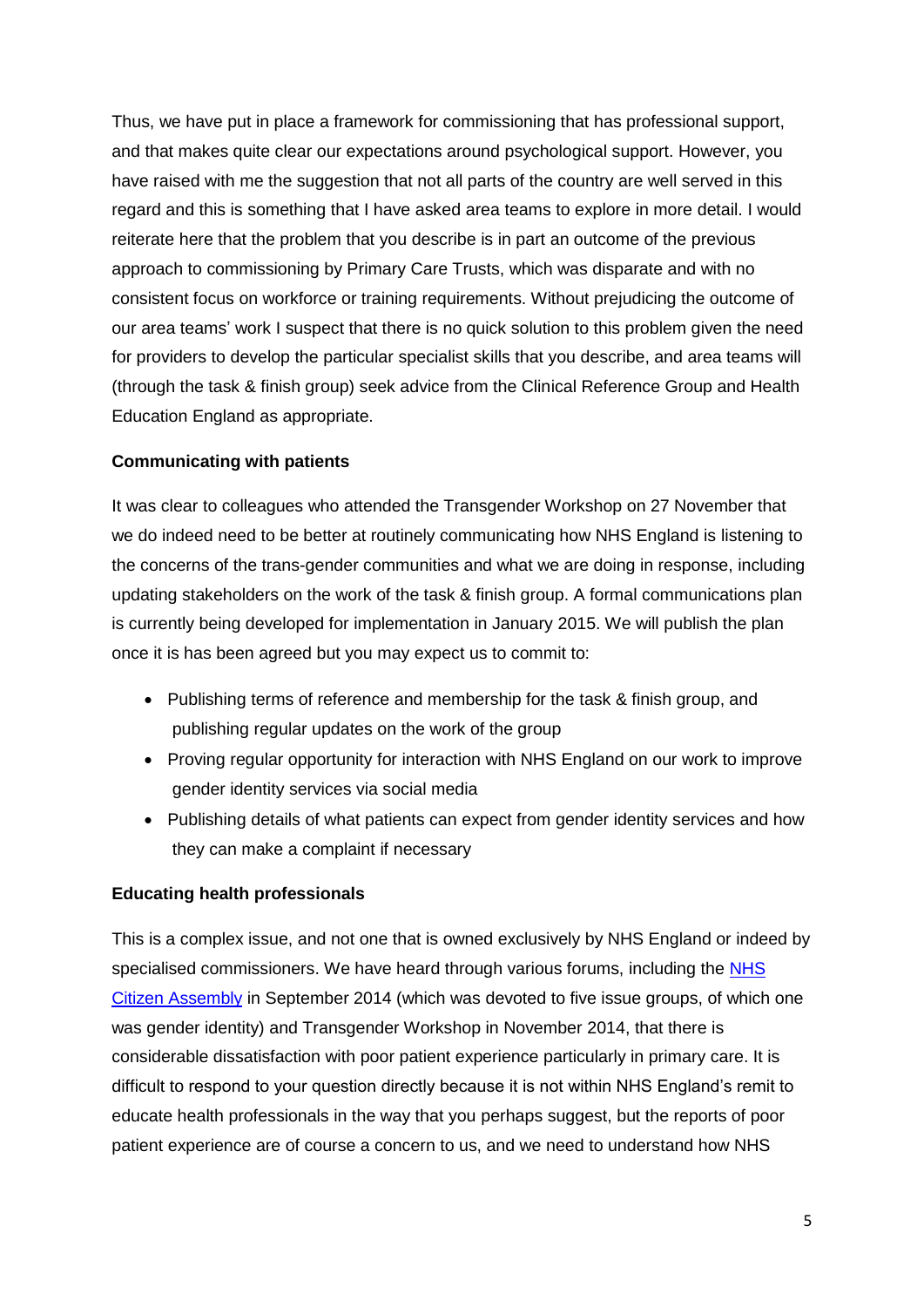Thus, we have put in place a framework for commissioning that has professional support, and that makes quite clear our expectations around psychological support. However, you have raised with me the suggestion that not all parts of the country are well served in this regard and this is something that I have asked area teams to explore in more detail. I would reiterate here that the problem that you describe is in part an outcome of the previous approach to commissioning by Primary Care Trusts, which was disparate and with no consistent focus on workforce or training requirements. Without prejudicing the outcome of our area teams' work I suspect that there is no quick solution to this problem given the need for providers to develop the particular specialist skills that you describe, and area teams will (through the task & finish group) seek advice from the Clinical Reference Group and Health Education England as appropriate.

**Communicating with patients**

It was clear to colleagues who attended the Transgender Workshop on 27 November that we do indeed need to be better at routinely communicating how NHS England is listening to the concerns of the trans-gender communities and what we are doing in response, including updating stakeholders on the work of the task & finish group. A formal communications plan is currently being developed for implementation in January 2015. We will publish the plan once it is has been agreed but you may expect us to commit to:

- Publishing terms of reference and membership for the task & finish group, and publishing regular updates on the work of the group
- Proving regular opportunity for interaction with NHS England on our work to improve gender identity services via social media
- Publishing details of what patients can expect from gender identity services and how they can make a complaint if necessary

**Educating health professionals**

This is a complex issue, and not one that is owned exclusively by NHS England or indeed by specialised commissioners. We have heard through various forums, including the NHS Citizen Assembly in September 2014 (which was devoted to five issue groups, of which one was gender identity) and Transgender Workshop in November 2014, that there is considerable dissatisfaction with poor patient experience particularly in primary care. It is difficult to respond to your question directly because it is not within NHS England's remit to educate health professionals in the way that you perhaps suggest, but the reports of poor patient experience are of course a concern to us, and we need to understand how NHS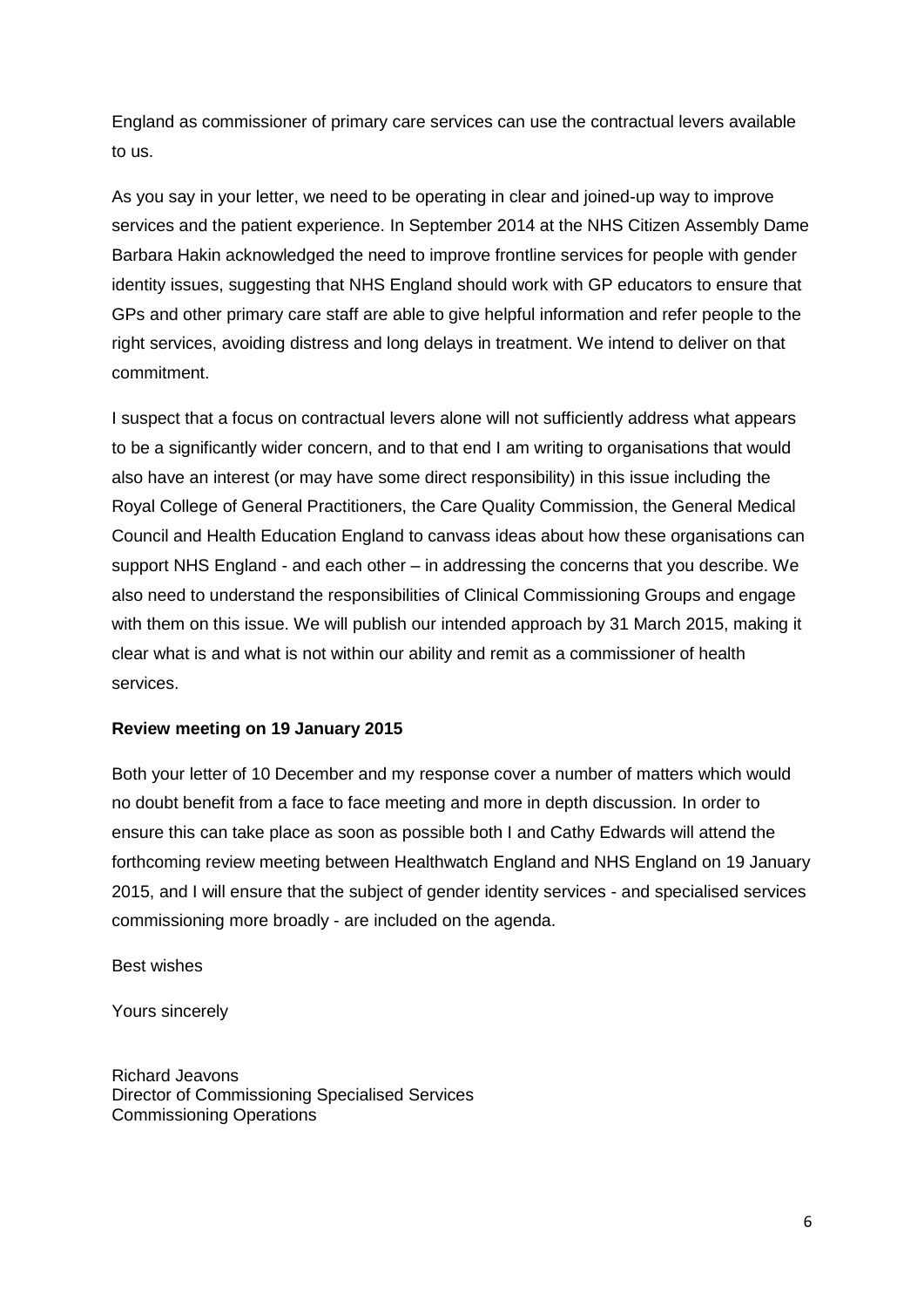England as commissioner of primary care services can use the contractual levers available to us.

As you say in your letter, we need to be operating in clear and joined-up way to improve services and the patient experience. In September 2014 at the NHS Citizen Assembly Dame Barbara Hakin acknowledged the need to improve frontline services for people with gender identity issues, suggesting that NHS England should work with GP educators to ensure that GPs and other primary care staff are able to give helpful information and refer people to the right services, avoiding distress and long delays in treatment. We intend to deliver on that commitment.

I suspect that a focus on contractual levers alone will not sufficiently address what appears to be a significantly wider concern, and to that end I am writing to organisations that would also have an interest (or may have some direct responsibility) in this issue including the Royal College of General Practitioners, the Care Quality Commission, the General Medical Council and Health Education England to canvass ideas about how these organisations can support NHS England - and each other – in addressing the concerns that you describe. We also need to understand the responsibilities of Clinical Commissioning Groups and engage with them on this issue. We will publish our intended approach by 31 March 2015, making it clear what is and what is not within our ability and remit as a commissioner of health services.

**Review meeting on 19 January 2015**

Both your letter of 10 December and my response cover a number of matters which would no doubt benefit from a face to face meeting and more in depth discussion. In order to ensure this can take place as soon as possible both I and Cathy Edwards will attend the forthcoming review meeting between Healthwatch England and NHS England on 19 January 2015, and I will ensure that the subject of gender identity services - and specialised services commissioning more broadly - are included on the agenda.

Best wishes

Yours sincerely

Richard Jeavons
Director of Commissioning Specialised Services
Commissioning Operations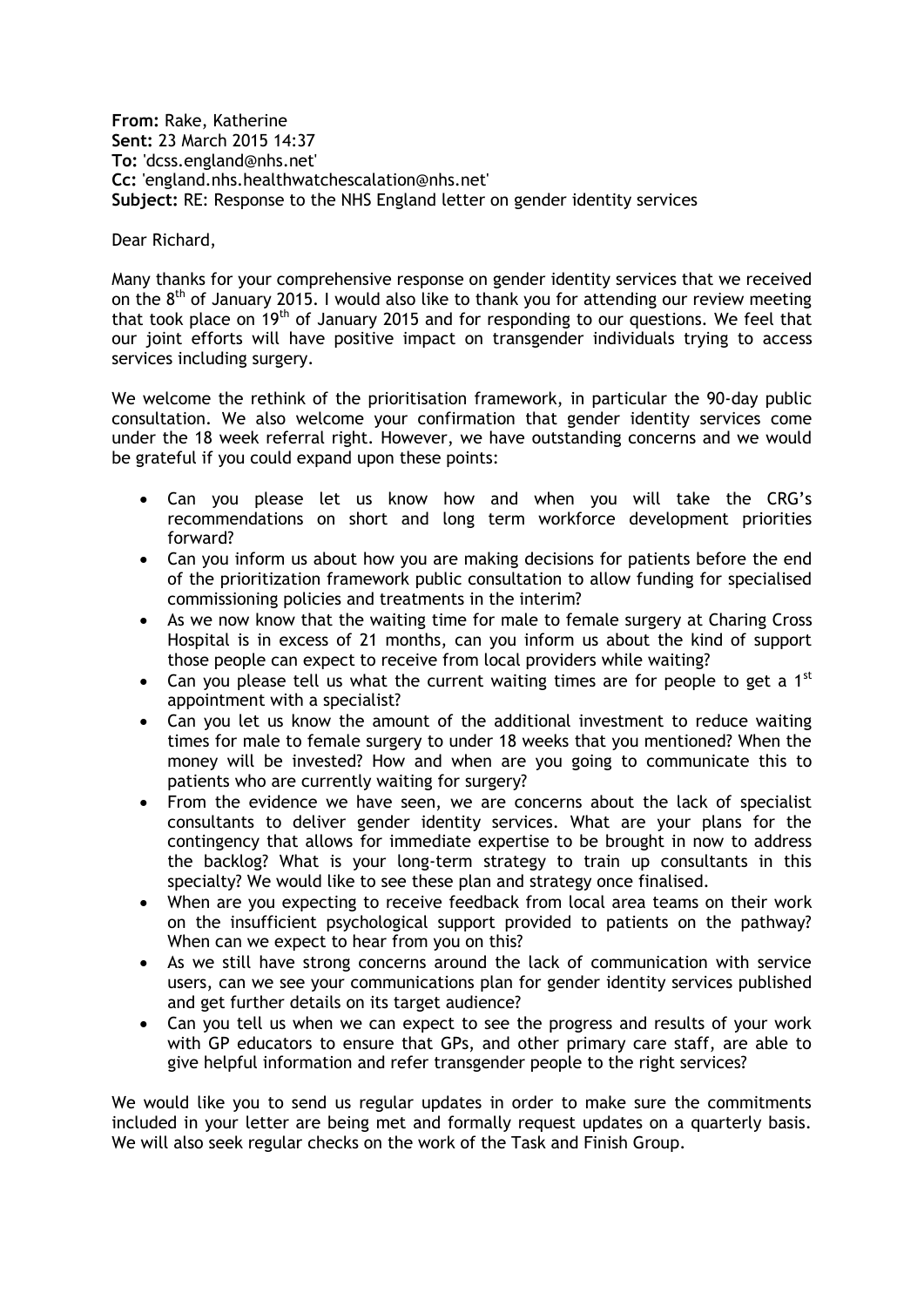**From:** Rake, Katherine
**Sent:** 23 March 2015 14:37
**To:** 'dcss.england@nhs.net'
**Cc:** 'england.nhs.healthwatchescalation@nhs.net'
**Subject:** RE: Response to the NHS England letter on gender identity services

Dear Richard,

Many thanks for your comprehensive response on gender identity services that we received on the 8th of January 2015. I would also like to thank you for attending our review meeting that took place on 19th of January 2015 and for responding to our questions. We feel that our joint efforts will have positive impact on transgender individuals trying to access services including surgery.

We welcome the rethink of the prioritisation framework, in particular the 90-day public consultation. We also welcome your confirmation that gender identity services come under the 18 week referral right. However, we have outstanding concerns and we would be grateful if you could expand upon these points:

- Can you please let us know how and when you will take the CRG's recommendations on short and long term workforce development priorities forward?
- Can you inform us about how you are making decisions for patients before the end of the prioritization framework public consultation to allow funding for specialised commissioning policies and treatments in the interim?
- As we now know that the waiting time for male to female surgery at Charing Cross Hospital is in excess of 21 months, can you inform us about the kind of support those people can expect to receive from local providers while waiting?
- Can you please tell us what the current waiting times are for people to get a 1st appointment with a specialist?
- Can you let us know the amount of the additional investment to reduce waiting times for male to female surgery to under 18 weeks that you mentioned? When the money will be invested? How and when are you going to communicate this to patients who are currently waiting for surgery?
- From the evidence we have seen, we are concerns about the lack of specialist consultants to deliver gender identity services. What are your plans for the contingency that allows for immediate expertise to be brought in now to address the backlog? What is your long-term strategy to train up consultants in this specialty? We would like to see these plan and strategy once finalised.
- When are you expecting to receive feedback from local area teams on their work on the insufficient psychological support provided to patients on the pathway? When can we expect to hear from you on this?
- As we still have strong concerns around the lack of communication with service users, can we see your communications plan for gender identity services published and get further details on its target audience?
- Can you tell us when we can expect to see the progress and results of your work with GP educators to ensure that GPs, and other primary care staff, are able to give helpful information and refer transgender people to the right services?

We would like you to send us regular updates in order to make sure the commitments included in your letter are being met and formally request updates on a quarterly basis. We will also seek regular checks on the work of the Task and Finish Group.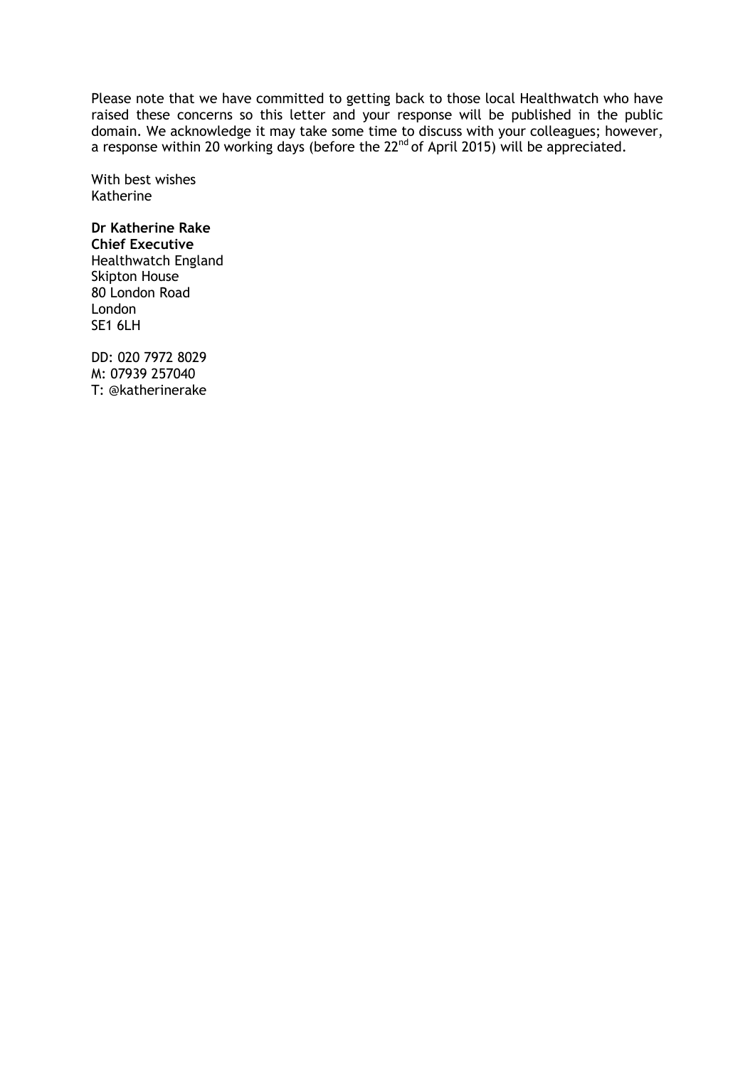Please note that we have committed to getting back to those local Healthwatch who have raised these concerns so this letter and your response will be published in the public domain. We acknowledge it may take some time to discuss with your colleagues; however, a response within 20 working days (before the 22nd of April 2015) will be appreciated.

With best wishes
Katherine

**Dr Katherine Rake**
**Chief Executive**
Healthwatch England
Skipton House
80 London Road
London
SE1 6LH

DD: 020 7972 8029
M: 07939 257040
T: @katherinerake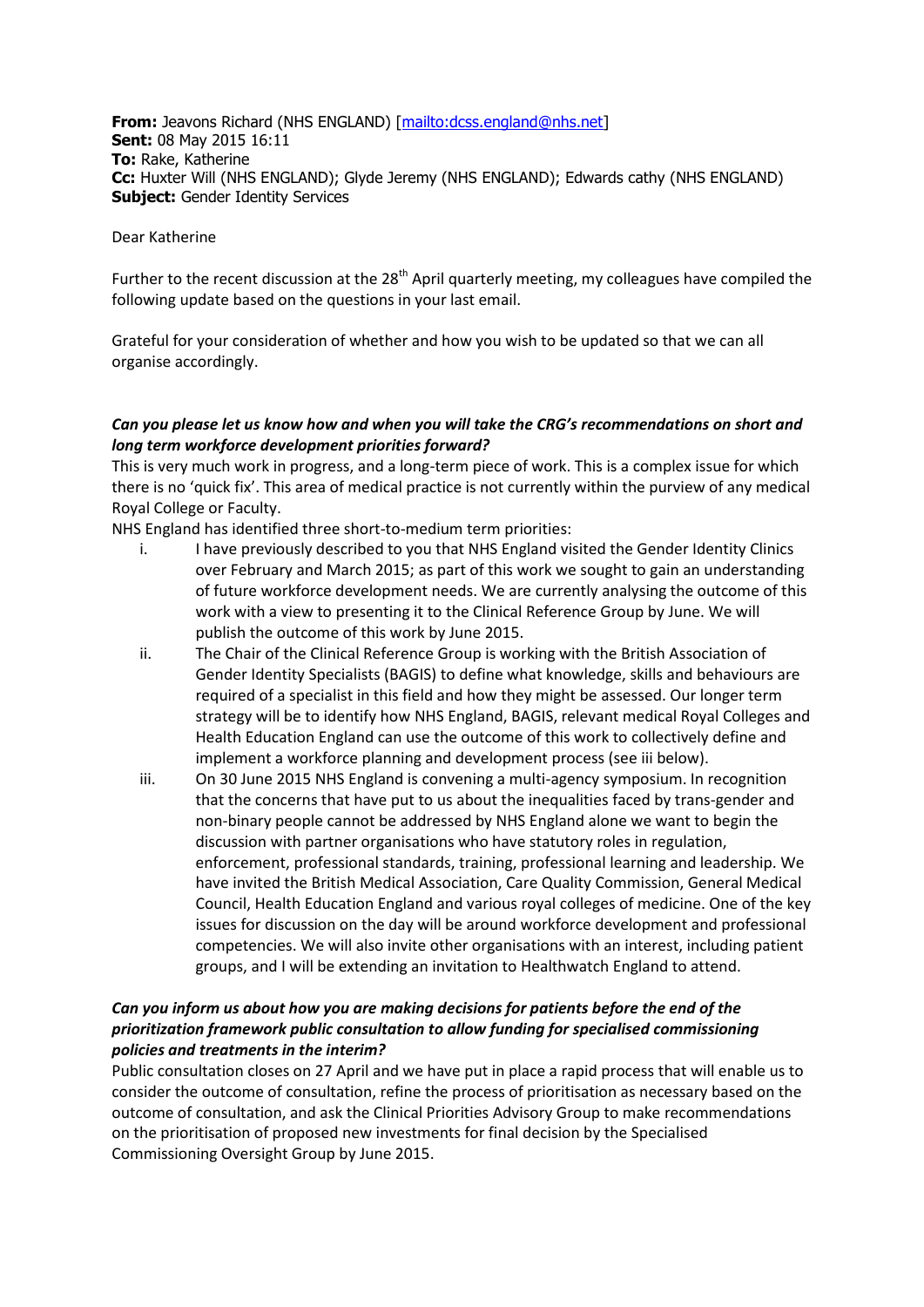**From:** Jeavons Richard (NHS ENGLAND) [mailto:dcss.england@nhs.net]
**Sent:** 08 May 2015 16:11
**To:** Rake, Katherine
**Cc:** Huxter Will (NHS ENGLAND); Glyde Jeremy (NHS ENGLAND); Edwards cathy (NHS ENGLAND)
**Subject:** Gender Identity Services

Dear Katherine

Further to the recent discussion at the 28th April quarterly meeting, my colleagues have compiled the following update based on the questions in your last email.

Grateful for your consideration of whether and how you wish to be updated so that we can all organise accordingly.

***Can you please let us know how and when you will take the CRG's recommendations on short and long term workforce development priorities forward?***

This is very much work in progress, and a long-term piece of work. This is a complex issue for which there is no 'quick fix'. This area of medical practice is not currently within the purview of any medical Royal College or Faculty.

NHS England has identified three short-to-medium term priorities:

i. I have previously described to you that NHS England visited the Gender Identity Clinics over February and March 2015; as part of this work we sought to gain an understanding of future workforce development needs. We are currently analysing the outcome of this work with a view to presenting it to the Clinical Reference Group by June. We will publish the outcome of this work by June 2015.

ii. The Chair of the Clinical Reference Group is working with the British Association of Gender Identity Specialists (BAGIS) to define what knowledge, skills and behaviours are required of a specialist in this field and how they might be assessed. Our longer term strategy will be to identify how NHS England, BAGIS, relevant medical Royal Colleges and Health Education England can use the outcome of this work to collectively define and implement a workforce planning and development process (see iii below).

iii. On 30 June 2015 NHS England is convening a multi-agency symposium. In recognition that the concerns that have put to us about the inequalities faced by trans-gender and non-binary people cannot be addressed by NHS England alone we want to begin the discussion with partner organisations who have statutory roles in regulation, enforcement, professional standards, training, professional learning and leadership. We have invited the British Medical Association, Care Quality Commission, General Medical Council, Health Education England and various royal colleges of medicine. One of the key issues for discussion on the day will be around workforce development and professional competencies. We will also invite other organisations with an interest, including patient groups, and I will be extending an invitation to Healthwatch England to attend.

***Can you inform us about how you are making decisions for patients before the end of the prioritization framework public consultation to allow funding for specialised commissioning policies and treatments in the interim?***

Public consultation closes on 27 April and we have put in place a rapid process that will enable us to consider the outcome of consultation, refine the process of prioritisation as necessary based on the outcome of consultation, and ask the Clinical Priorities Advisory Group to make recommendations on the prioritisation of proposed new investments for final decision by the Specialised Commissioning Oversight Group by June 2015.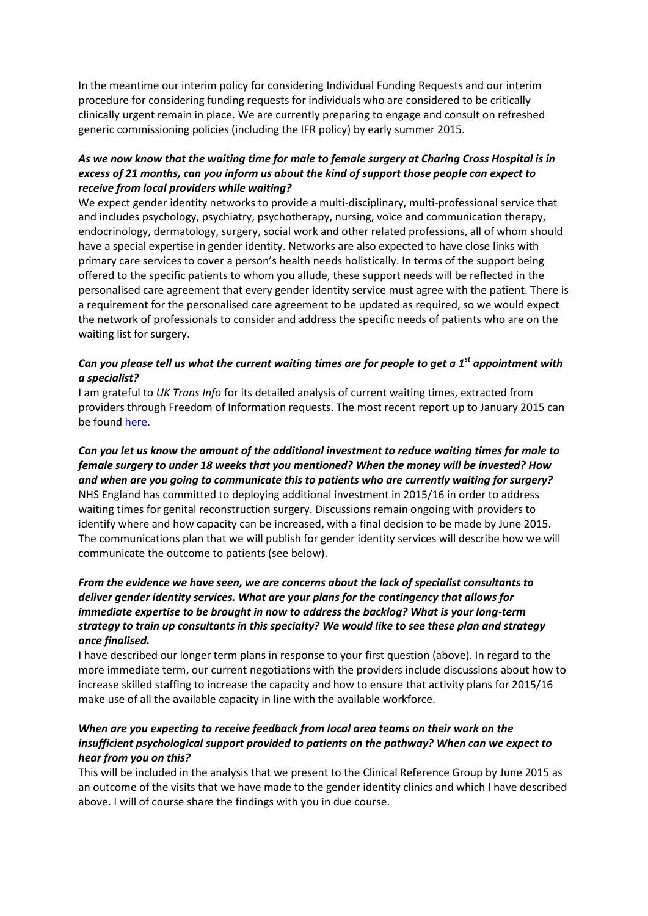In the meantime our interim policy for considering Individual Funding Requests and our interim procedure for considering funding requests for individuals who are considered to be critically clinically urgent remain in place. We are currently preparing to engage and consult on refreshed generic commissioning policies (including the IFR policy) by early summer 2015.

***As we now know that the waiting time for male to female surgery at Charing Cross Hospital is in excess of 21 months, can you inform us about the kind of support those people can expect to receive from local providers while waiting?***

We expect gender identity networks to provide a multi-disciplinary, multi-professional service that and includes psychology, psychiatry, psychotherapy, nursing, voice and communication therapy, endocrinology, dermatology, surgery, social work and other related professions, all of whom should have a special expertise in gender identity. Networks are also expected to have close links with primary care services to cover a person's health needs holistically. In terms of the support being offered to the specific patients to whom you allude, these support needs will be reflected in the personalised care agreement that every gender identity service must agree with the patient. There is a requirement for the personalised care agreement to be updated as required, so we would expect the network of professionals to consider and address the specific needs of patients who are on the waiting list for surgery.

***Can you please tell us what the current waiting times are for people to get a 1st appointment with a specialist?***

I am grateful to *UK Trans Info* for its detailed analysis of current waiting times, extracted from providers through Freedom of Information requests. The most recent report up to January 2015 can be found here.

***Can you let us know the amount of the additional investment to reduce waiting times for male to female surgery to under 18 weeks that you mentioned? When the money will be invested? How and when are you going to communicate this to patients who are currently waiting for surgery?***

NHS England has committed to deploying additional investment in 2015/16 in order to address waiting times for genital reconstruction surgery. Discussions remain ongoing with providers to identify where and how capacity can be increased, with a final decision to be made by June 2015. The communications plan that we will publish for gender identity services will describe how we will communicate the outcome to patients (see below).

***From the evidence we have seen, we are concerns about the lack of specialist consultants to deliver gender identity services. What are your plans for the contingency that allows for immediate expertise to be brought in now to address the backlog? What is your long-term strategy to train up consultants in this specialty? We would like to see these plan and strategy once finalised.***

I have described our longer term plans in response to your first question (above). In regard to the more immediate term, our current negotiations with the providers include discussions about how to increase skilled staffing to increase the capacity and how to ensure that activity plans for 2015/16 make use of all the available capacity in line with the available workforce.

***When are you expecting to receive feedback from local area teams on their work on the insufficient psychological support provided to patients on the pathway? When can we expect to hear from you on this?***

This will be included in the analysis that we present to the Clinical Reference Group by June 2015 as an outcome of the visits that we have made to the gender identity clinics and which I have described above. I will of course share the findings with you in due course.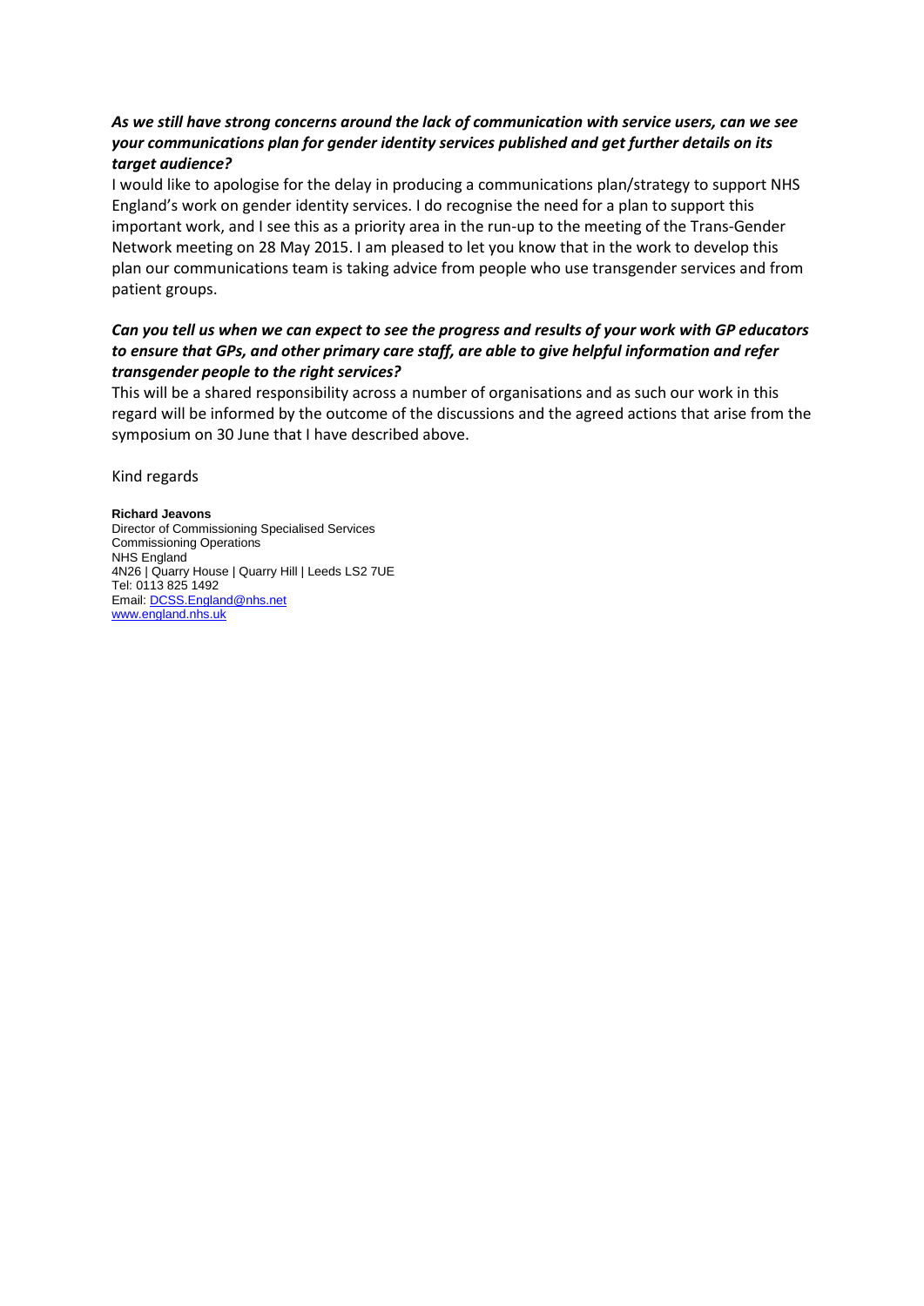***As we still have strong concerns around the lack of communication with service users, can we see your communications plan for gender identity services published and get further details on its target audience?***

I would like to apologise for the delay in producing a communications plan/strategy to support NHS England's work on gender identity services. I do recognise the need for a plan to support this important work, and I see this as a priority area in the run-up to the meeting of the Trans-Gender Network meeting on 28 May 2015. I am pleased to let you know that in the work to develop this plan our communications team is taking advice from people who use transgender services and from patient groups.

***Can you tell us when we can expect to see the progress and results of your work with GP educators to ensure that GPs, and other primary care staff, are able to give helpful information and refer transgender people to the right services?***

This will be a shared responsibility across a number of organisations and as such our work in this regard will be informed by the outcome of the discussions and the agreed actions that arise from the symposium on 30 June that I have described above.

Kind regards

**Richard Jeavons**
Director of Commissioning Specialised Services
Commissioning Operations
NHS England
4N26 | Quarry House | Quarry Hill | Leeds LS2 7UE
Tel: 0113 825 1492
Email: DCSS.England@nhs.net
www.england.nhs.uk